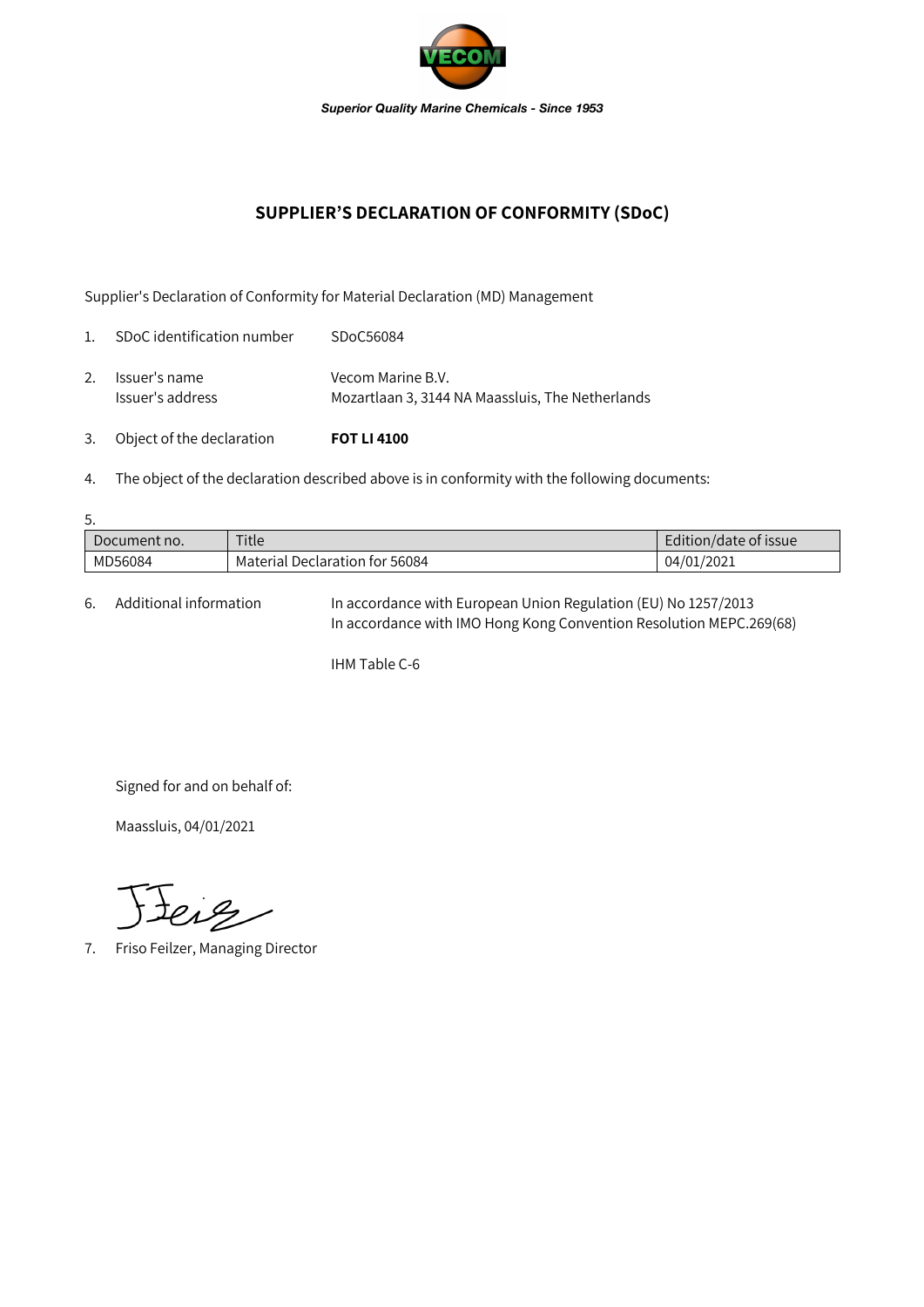*Superior Quality Marine Chemicals - Since 1953*

## SUPPLIER'S DECLARATION OF CONFORMITY (SDoC)

Supplier's Declaration of Conformity for Material Declaration (MD) Management

1. SDoC identification number SDoC56084

2. Issuer's name Vecom Marine B.V.
   Issuer's address Mozartlaan 3, 3144 NA Maassluis, The Netherlands

3. Object of the declaration **FOT LI 4100**

4. The object of the declaration described above is in conformity with the following documents:

5.

| Document no. | Title | Edition/date of issue |
|---|---|---|
| MD56084 | Material Declaration for 56084 | 04/01/2021 |

6. Additional information In accordance with European Union Regulation (EU) No 1257/2013
   In accordance with IMO Hong Kong Convention Resolution MEPC.269(68)

   IHM Table C-6

Signed for and on behalf of:

Maassluis, 04/01/2021

7. Friso Feilzer, Managing Director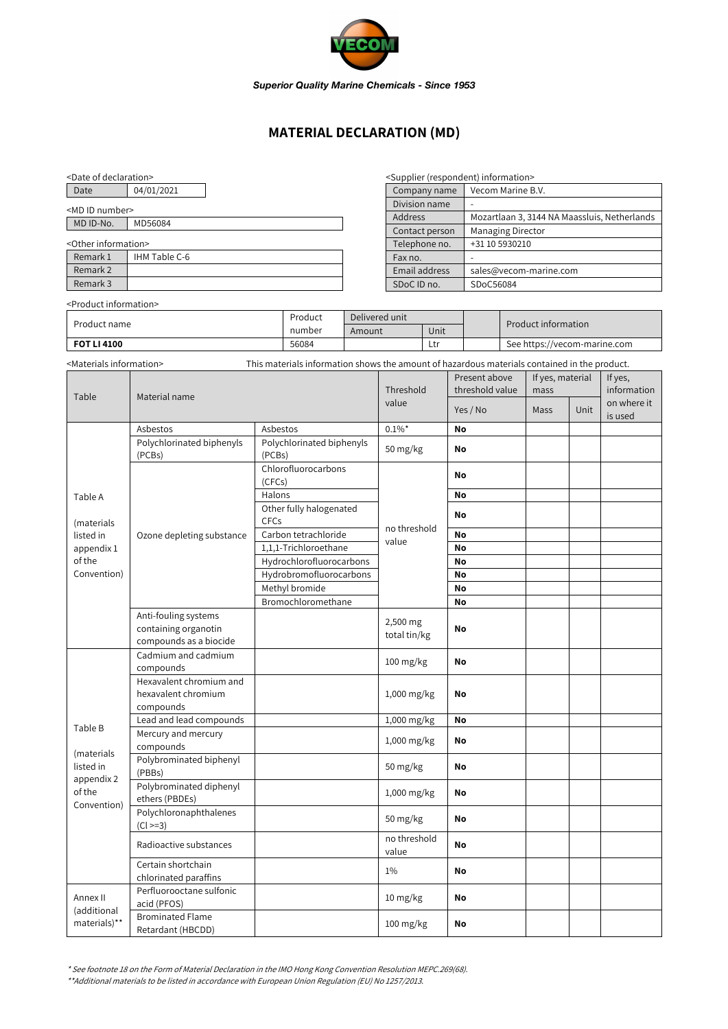VECOM

*Superior Quality Marine Chemicals - Since 1953*

# MATERIAL DECLARATION (MD)

<Date of declaration>

| | |
|---|---|
| Date | 04/01/2021 |

<MD ID number>

| | |
|---|---|
| MD ID-No. | MD56084 |

<Other information>

| | |
|---|---|
| Remark 1 | IHM Table C-6 |
| Remark 2 | |
| Remark 3 | |

<Supplier (respondent) information>

| | |
|---|---|
| Company name | Vecom Marine B.V. |
| Division name | - |
| Address | Mozartlaan 3, 3144 NA Maassluis, Netherlands |
| Contact person | Managing Director |
| Telephone no. | +31 10 5930210 |
| Fax no. | - |
| Email address | sales@vecom-marine.com |
| SDoC ID no. | SDoC56084 |

<Product information>

| Product name | Product number | Delivered unit | | | Product information |
|---|---|---|---|---|---|
| | | Amount | Unit | | |
| **FOT LI 4100** | 56084 | | Ltr | | See https://vecom-marine.com |

<Materials information> This materials information shows the amount of hazardous materials contained in the product.

| Table | Material name | | Threshold value | Present above threshold value | If yes, material mass | | If yes, information on where it is used |
|---|---|---|---|---|---|---|---|
| | | | | Yes / No | Mass | Unit | |
| Table A (materials listed in appendix 1 of the Convention) | Asbestos | Asbestos | 0.1%* | **No** | | | |
| | Polychlorinated biphenyls (PCBs) | Polychlorinated biphenyls (PCBs) | 50 mg/kg | **No** | | | |
| | Ozone depleting substance | Chlorofluorocarbons (CFCs) | no threshold value | **No** | | | |
| | | Halons | | **No** | | | |
| | | Other fully halogenated CFCs | | **No** | | | |
| | | Carbon tetrachloride | | **No** | | | |
| | | 1,1,1-Trichloroethane | | **No** | | | |
| | | Hydrochlorofluorocarbons | | **No** | | | |
| | | Hydrobromofluorocarbons | | **No** | | | |
| | | Methyl bromide | | **No** | | | |
| | | Bromochloromethane | | **No** | | | |
| | Anti-fouling systems containing organotin compounds as a biocide | | 2,500 mg total tin/kg | **No** | | | |
| Table B (materials listed in appendix 2 of the Convention) | Cadmium and cadmium compounds | | 100 mg/kg | **No** | | | |
| | Hexavalent chromium and hexavalent chromium compounds | | 1,000 mg/kg | **No** | | | |
| | Lead and lead compounds | | 1,000 mg/kg | **No** | | | |
| | Mercury and mercury compounds | | 1,000 mg/kg | **No** | | | |
| | Polybrominated biphenyl (PBBs) | | 50 mg/kg | **No** | | | |
| | Polybrominated diphenyl ethers (PBDEs) | | 1,000 mg/kg | **No** | | | |
| | Polychloronaphthalenes (Cl >=3) | | 50 mg/kg | **No** | | | |
| | Radioactive substances | | no threshold value | **No** | | | |
| | Certain shortchain chlorinated paraffins | | 1% | **No** | | | |
| Annex II (additional materials)** | Perfluorooctane sulfonic acid (PFOS) | | 10 mg/kg | **No** | | | |
| | Brominated Flame Retardant (HBCDD) | | 100 mg/kg | **No** | | | |

*\* See footnote 18 on the Form of Material Declaration in the IMO Hong Kong Convention Resolution MEPC.269(68).*

*\*\*Additional materials to be listed in accordance with European Union Regulation (EU) No 1257/2013.*